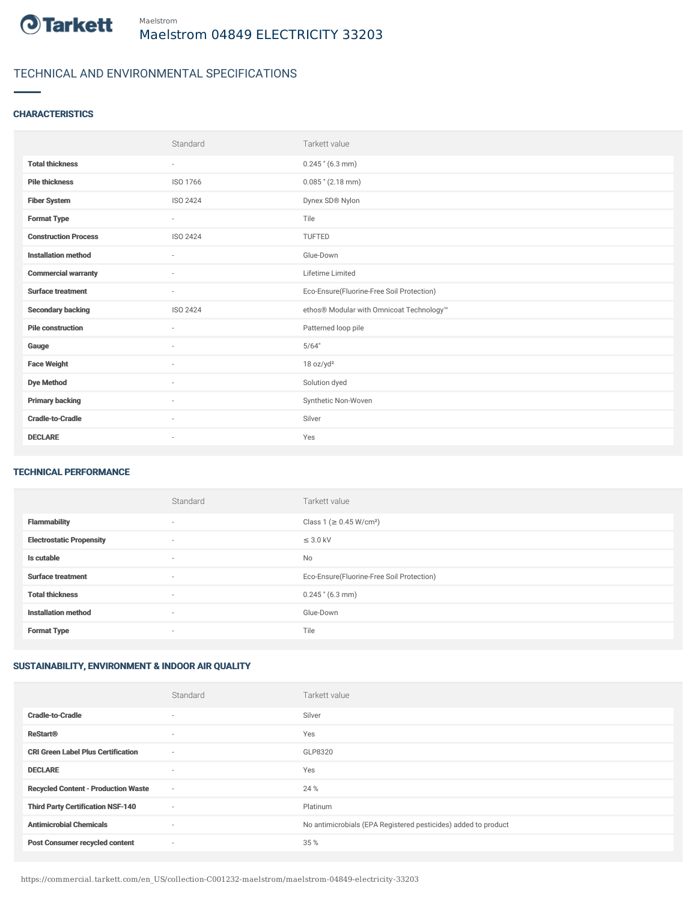Tarkett

Maelstrom

# Maelstrom 04849 ELECTRICITY 33203

## TECHNICAL AND ENVIRONMENTAL SPECIFICATIONS

### CHARACTERISTICS

| | Standard | Tarkett value |
|---|---|---|
| **Total thickness** | - | 0.245 " (6.3 mm) |
| **Pile thickness** | ISO 1766 | 0.085 " (2.18 mm) |
| **Fiber System** | ISO 2424 | Dynex SD® Nylon |
| **Format Type** | - | Tile |
| **Construction Process** | ISO 2424 | TUFTED |
| **Installation method** | - | Glue-Down |
| **Commercial warranty** | - | Lifetime Limited |
| **Surface treatment** | - | Eco-Ensure(Fluorine-Free Soil Protection) |
| **Secondary backing** | ISO 2424 | ethos® Modular with Omnicoat Technology™ |
| **Pile construction** | - | Patterned loop pile |
| **Gauge** | - | 5/64" |
| **Face Weight** | - | 18 oz/yd² |
| **Dye Method** | - | Solution dyed |
| **Primary backing** | - | Synthetic Non-Woven |
| **Cradle-to-Cradle** | - | Silver |
| **DECLARE** | - | Yes |

### TECHNICAL PERFORMANCE

| | Standard | Tarkett value |
|---|---|---|
| **Flammability** | - | Class 1 (≥ 0.45 W/cm²) |
| **Electrostatic Propensity** | - | ≤ 3.0 kV |
| **Is cutable** | - | No |
| **Surface treatment** | - | Eco-Ensure(Fluorine-Free Soil Protection) |
| **Total thickness** | - | 0.245 " (6.3 mm) |
| **Installation method** | - | Glue-Down |
| **Format Type** | - | Tile |

### SUSTAINABILITY, ENVIRONMENT & INDOOR AIR QUALITY

| | Standard | Tarkett value |
|---|---|---|
| **Cradle-to-Cradle** | - | Silver |
| **ReStart®** | - | Yes |
| **CRI Green Label Plus Certification** | - | GLP8320 |
| **DECLARE** | - | Yes |
| **Recycled Content - Production Waste** | - | 24 % |
| **Third Party Certification NSF-140** | - | Platinum |
| **Antimicrobial Chemicals** | - | No antimicrobials (EPA Registered pesticides) added to product |
| **Post Consumer recycled content** | - | 35 % |

https://commercial.tarkett.com/en_US/collection-C001232-maelstrom/maelstrom-04849-electricity-33203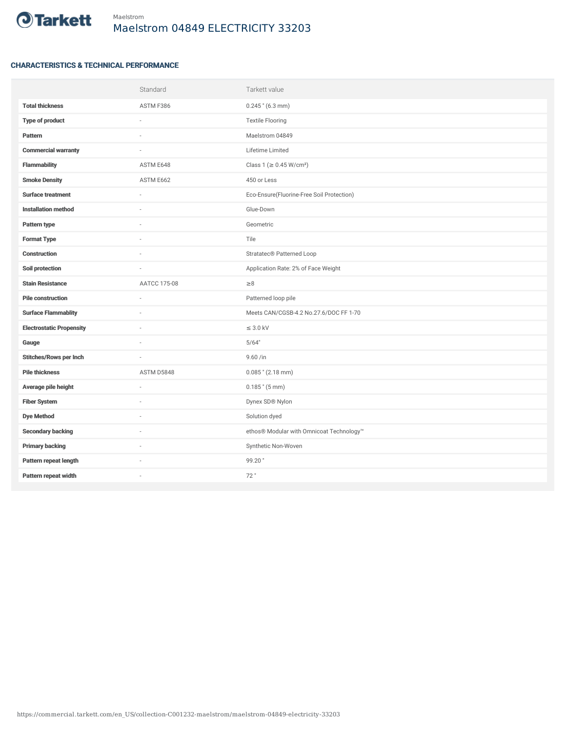Maelstrom

# Maelstrom 04849 ELECTRICITY 33203

## CHARACTERISTICS & TECHNICAL PERFORMANCE

| | Standard | Tarkett value |
|---|---|---|
| **Total thickness** | ASTM F386 | 0.245 " (6.3 mm) |
| **Type of product** | - | Textile Flooring |
| **Pattern** | - | Maelstrom 04849 |
| **Commercial warranty** | - | Lifetime Limited |
| **Flammability** | ASTM E648 | Class 1 (≥ 0.45 W/cm²) |
| **Smoke Density** | ASTM E662 | 450 or Less |
| **Surface treatment** | - | Eco-Ensure(Fluorine-Free Soil Protection) |
| **Installation method** | - | Glue-Down |
| **Pattern type** | - | Geometric |
| **Format Type** | - | Tile |
| **Construction** | - | Stratatec® Patterned Loop |
| **Soil protection** | - | Application Rate: 2% of Face Weight |
| **Stain Resistance** | AATCC 175-08 | ≥8 |
| **Pile construction** | - | Patterned loop pile |
| **Surface Flammablity** | - | Meets CAN/CGSB-4.2 No.27.6/DOC FF 1-70 |
| **Electrostatic Propensity** | - | ≤ 3.0 kV |
| **Gauge** | - | 5/64" |
| **Stitches/Rows per Inch** | - | 9.60 /in |
| **Pile thickness** | ASTM D5848 | 0.085 " (2.18 mm) |
| **Average pile height** | - | 0.185 " (5 mm) |
| **Fiber System** | - | Dynex SD® Nylon |
| **Dye Method** | - | Solution dyed |
| **Secondary backing** | - | ethos® Modular with Omnicoat Technology™ |
| **Primary backing** | - | Synthetic Non-Woven |
| **Pattern repeat length** | - | 99.20 " |
| **Pattern repeat width** | - | 72 " |

https://commercial.tarkett.com/en_US/collection-C001232-maelstrom/maelstrom-04849-electricity-33203